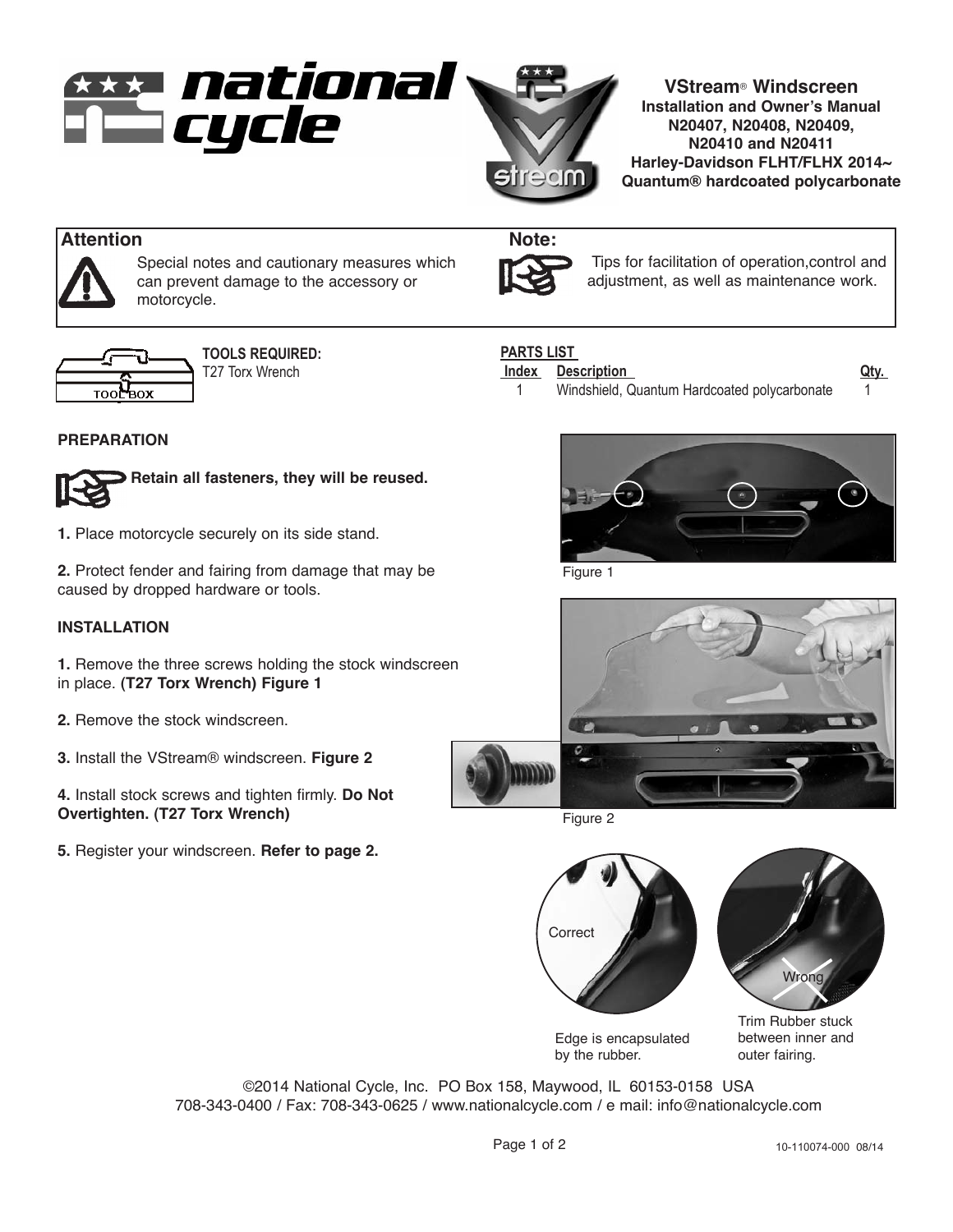# VStream® Windscreen

**Installation and Owner's Manual**
**N20407, N20408, N20409, N20410 and N20411**
**Harley-Davidson FLHT/FLHX 2014~**
**Quantum® hardcoated polycarbonate**

**Attention**

Special notes and cautionary measures which can prevent damage to the accessory or motorcycle.

**Note:**

Tips for facilitation of operation,control and adjustment, as well as maintenance work.

**TOOLS REQUIRED:**
T27 Torx Wrench

**PARTS LIST**

| Index | Description | Qty. |
|---|---|---|
| 1 | Windshield, Quantum Hardcoated polycarbonate | 1 |

## PREPARATION

**Retain all fasteners, they will be reused.**

**1.** Place motorcycle securely on its side stand.

**2.** Protect fender and fairing from damage that may be caused by dropped hardware or tools.

## INSTALLATION

**1.** Remove the three screws holding the stock windscreen in place. **(T27 Torx Wrench) Figure 1**

**2.** Remove the stock windscreen.

**3.** Install the VStream® windscreen. **Figure 2**

**4.** Install stock screws and tighten firmly. **Do Not Overtighten. (T27 Torx Wrench)**

**5.** Register your windscreen. **Refer to page 2.**

Figure 1

Figure 2

Correct

Edge is encapsulated by the rubber.

Wrong

Trim Rubber stuck between inner and outer fairing.

©2014 National Cycle, Inc. PO Box 158, Maywood, IL 60153-0158 USA
708-343-0400 / Fax: 708-343-0625 / www.nationalcycle.com / e mail: info@nationalcycle.com

10-110074-000 08/14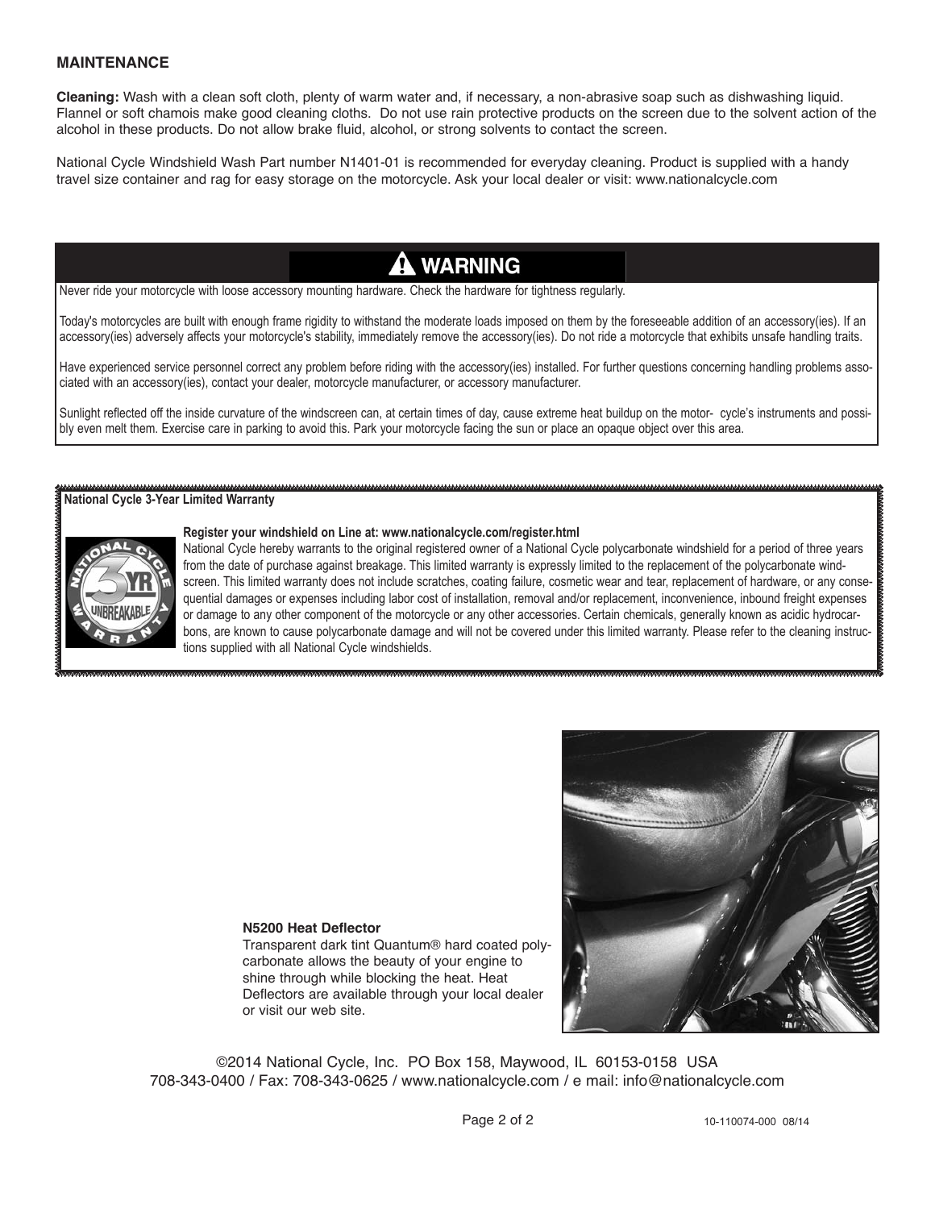## MAINTENANCE

**Cleaning:** Wash with a clean soft cloth, plenty of warm water and, if necessary, a non-abrasive soap such as dishwashing liquid. Flannel or soft chamois make good cleaning cloths. Do not use rain protective products on the screen due to the solvent action of the alcohol in these products. Do not allow brake fluid, alcohol, or strong solvents to contact the screen.

National Cycle Windshield Wash Part number N1401-01 is recommended for everyday cleaning. Product is supplied with a handy travel size container and rag for easy storage on the motorcycle. Ask your local dealer or visit: www.nationalcycle.com

## ⚠ WARNING

Never ride your motorcycle with loose accessory mounting hardware. Check the hardware for tightness regularly.

Today's motorcycles are built with enough frame rigidity to withstand the moderate loads imposed on them by the foreseeable addition of an accessory(ies). If an accessory(ies) adversely affects your motorcycle's stability, immediately remove the accessory(ies). Do not ride a motorcycle that exhibits unsafe handling traits.

Have experienced service personnel correct any problem before riding with the accessory(ies) installed. For further questions concerning handling problems associated with an accessory(ies), contact your dealer, motorcycle manufacturer, or accessory manufacturer.

Sunlight reflected off the inside curvature of the windscreen can, at certain times of day, cause extreme heat buildup on the motorcycle's instruments and possibly even melt them. Exercise care in parking to avoid this. Park your motorcycle facing the sun or place an opaque object over this area.

**National Cycle 3-Year Limited Warranty**

NATIONAL CYCLE 3YR UNBREAKABLE WARRANTY

**Register your windshield on Line at: www.nationalcycle.com/register.html**

National Cycle hereby warrants to the original registered owner of a National Cycle polycarbonate windshield for a period of three years from the date of purchase against breakage. This limited warranty is expressly limited to the replacement of the polycarbonate windscreen. This limited warranty does not include scratches, coating failure, cosmetic wear and tear, replacement of hardware, or any consequential damages or expenses including labor cost of installation, removal and/or replacement, inconvenience, inbound freight expenses or damage to any other component of the motorcycle or any other accessories. Certain chemicals, generally known as acidic hydrocarbons, are known to cause polycarbonate damage and will not be covered under this limited warranty. Please refer to the cleaning instructions supplied with all National Cycle windshields.

**N5200 Heat Deflector**

Transparent dark tint Quantum® hard coated polycarbonate allows the beauty of your engine to shine through while blocking the heat. Heat Deflectors are available through your local dealer or visit our web site.

©2014 National Cycle, Inc. PO Box 158, Maywood, IL 60153-0158 USA
708-343-0400 / Fax: 708-343-0625 / www.nationalcycle.com / e mail: info@nationalcycle.com

10-110074-000 08/14